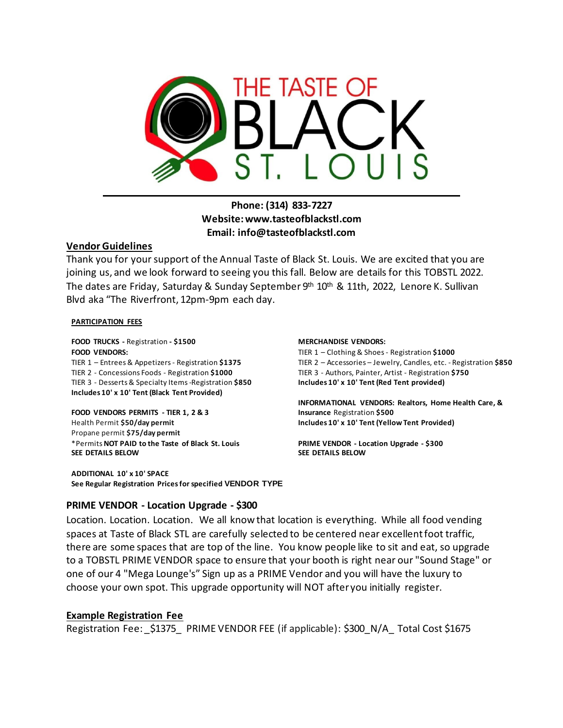# THE TASTE OF BLACK ST. LOUIS

**Phone: (314) 833-7227**
**Website: www.tasteofblackstl.com**
**Email: info@tasteofblackstl.com**

## Vendor Guidelines

Thank you for your support of the Annual Taste of Black St. Louis. We are excited that you are joining us, and we look forward to seeing you this fall. Below are details for this TOBSTL 2022. The dates are Friday, Saturday & Sunday September 9th 10th & 11th, 2022, Lenore K. Sullivan Blvd aka "The Riverfront, 12pm-9pm each day.

### PARTICIPATION FEES

**FOOD TRUCKS -** Registration **- $1500**
**FOOD VENDORS:**
TIER 1 – Entrees & Appetizers - Registration **$1375**
TIER 2 - Concessions Foods - Registration **$1000**
TIER 3 - Desserts & Specialty Items -Registration **$850**
**Includes 10' x 10' Tent (Black Tent Provided)**

**FOOD VENDORS PERMITS - TIER 1, 2 & 3**
Health Permit **$50/day permit**
Propane permit **$75/day permit**
*Permits **NOT PAID to the Taste of Black St. Louis**
**SEE DETAILS BELOW**

**ADDITIONAL 10' x 10' SPACE**
**See Regular Registration Prices for specified VENDOR TYPE**

**MERCHANDISE VENDORS:**
TIER 1 – Clothing & Shoes - Registration **$1000**
TIER 2 – Accessories – Jewelry, Candles, etc. - Registration **$850**
TIER 3 - Authors, Painter, Artist - Registration **$750**
**Includes 10' x 10' Tent (Red Tent provided)**

**INFORMATIONAL VENDORS: Realtors, Home Health Care, & Insurance** Registration **$500**
**Includes 10' x 10' Tent (Yellow Tent Provided)**

**PRIME VENDOR - Location Upgrade - $300**
**SEE DETAILS BELOW**

### PRIME VENDOR - Location Upgrade - $300

Location. Location. Location. We all know that location is everything. While all food vending spaces at Taste of Black STL are carefully selected to be centered near excellent foot traffic, there are some spaces that are top of the line. You know people like to sit and eat, so upgrade to a TOBSTL PRIME VENDOR space to ensure that your booth is right near our "Sound Stage" or one of our 4 "Mega Lounge's" Sign up as a PRIME Vendor and you will have the luxury to choose your own spot. This upgrade opportunity will NOT after you initially register.

### Example Registration Fee

Registration Fee: _$1375_ PRIME VENDOR FEE (if applicable): $300_N/A_ Total Cost $1675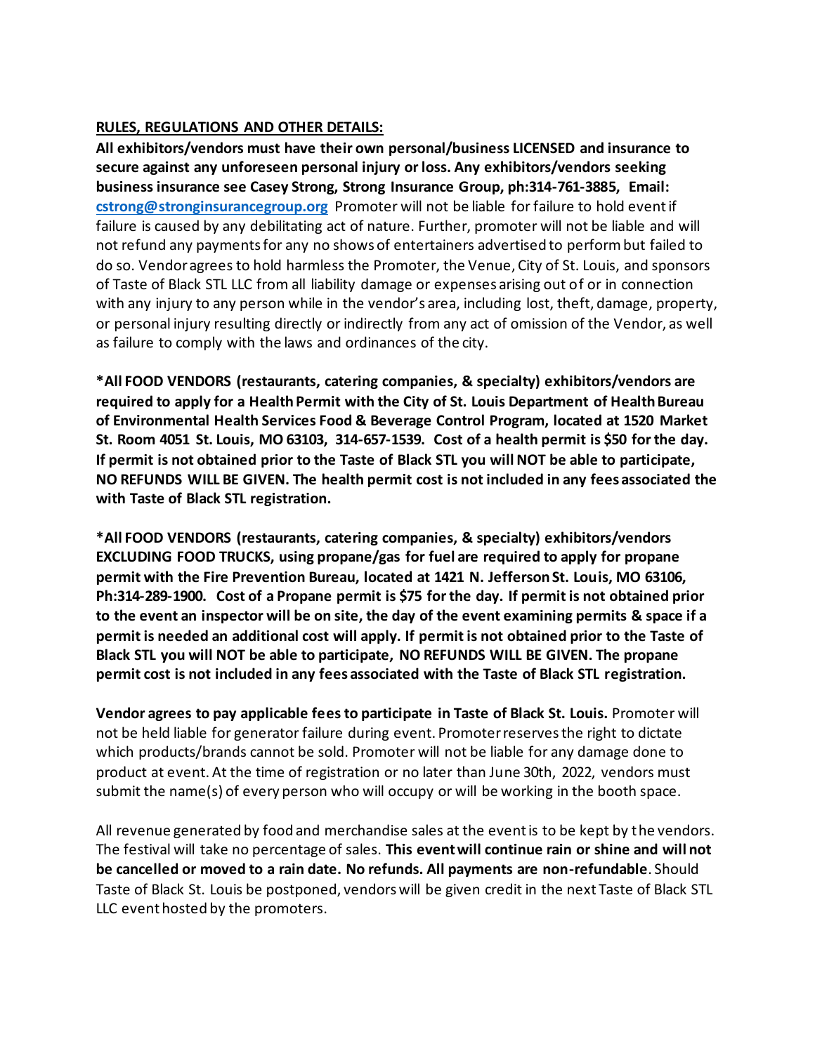**RULES, REGULATIONS AND OTHER DETAILS:**

**All exhibitors/vendors must have their own personal/business LICENSED and insurance to secure against any unforeseen personal injury or loss. Any exhibitors/vendors seeking business insurance see Casey Strong, Strong Insurance Group, ph:314-761-3885, Email: cstrong@stronginsurancegroup.org** Promoter will not be liable for failure to hold event if failure is caused by any debilitating act of nature. Further, promoter will not be liable and will not refund any payments for any no shows of entertainers advertised to perform but failed to do so. Vendor agrees to hold harmless the Promoter, the Venue, City of St. Louis, and sponsors of Taste of Black STL LLC from all liability damage or expenses arising out of or in connection with any injury to any person while in the vendor's area, including lost, theft, damage, property, or personal injury resulting directly or indirectly from any act of omission of the Vendor, as well as failure to comply with the laws and ordinances of the city.

**\*All FOOD VENDORS (restaurants, catering companies, & specialty) exhibitors/vendors are required to apply for a Health Permit with the City of St. Louis Department of Health Bureau of Environmental Health Services Food & Beverage Control Program, located at 1520 Market St. Room 4051 St. Louis, MO 63103, 314-657-1539. Cost of a health permit is $50 for the day. If permit is not obtained prior to the Taste of Black STL you will NOT be able to participate, NO REFUNDS WILL BE GIVEN. The health permit cost is not included in any fees associated the with Taste of Black STL registration.**

**\*All FOOD VENDORS (restaurants, catering companies, & specialty) exhibitors/vendors EXCLUDING FOOD TRUCKS, using propane/gas for fuel are required to apply for propane permit with the Fire Prevention Bureau, located at 1421 N. Jefferson St. Louis, MO 63106, Ph:314-289-1900. Cost of a Propane permit is $75 for the day. If permit is not obtained prior to the event an inspector will be on site, the day of the event examining permits & space if a permit is needed an additional cost will apply. If permit is not obtained prior to the Taste of Black STL you will NOT be able to participate, NO REFUNDS WILL BE GIVEN. The propane permit cost is not included in any fees associated with the Taste of Black STL registration.**

**Vendor agrees to pay applicable fees to participate in Taste of Black St. Louis.** Promoter will not be held liable for generator failure during event. Promoter reserves the right to dictate which products/brands cannot be sold. Promoter will not be liable for any damage done to product at event. At the time of registration or no later than June 30th, 2022, vendors must submit the name(s) of every person who will occupy or will be working in the booth space.

All revenue generated by food and merchandise sales at the event is to be kept by the vendors. The festival will take no percentage of sales. **This event will continue rain or shine and will not be cancelled or moved to a rain date. No refunds. All payments are non-refundable**. Should Taste of Black St. Louis be postponed, vendors will be given credit in the next Taste of Black STL LLC event hosted by the promoters.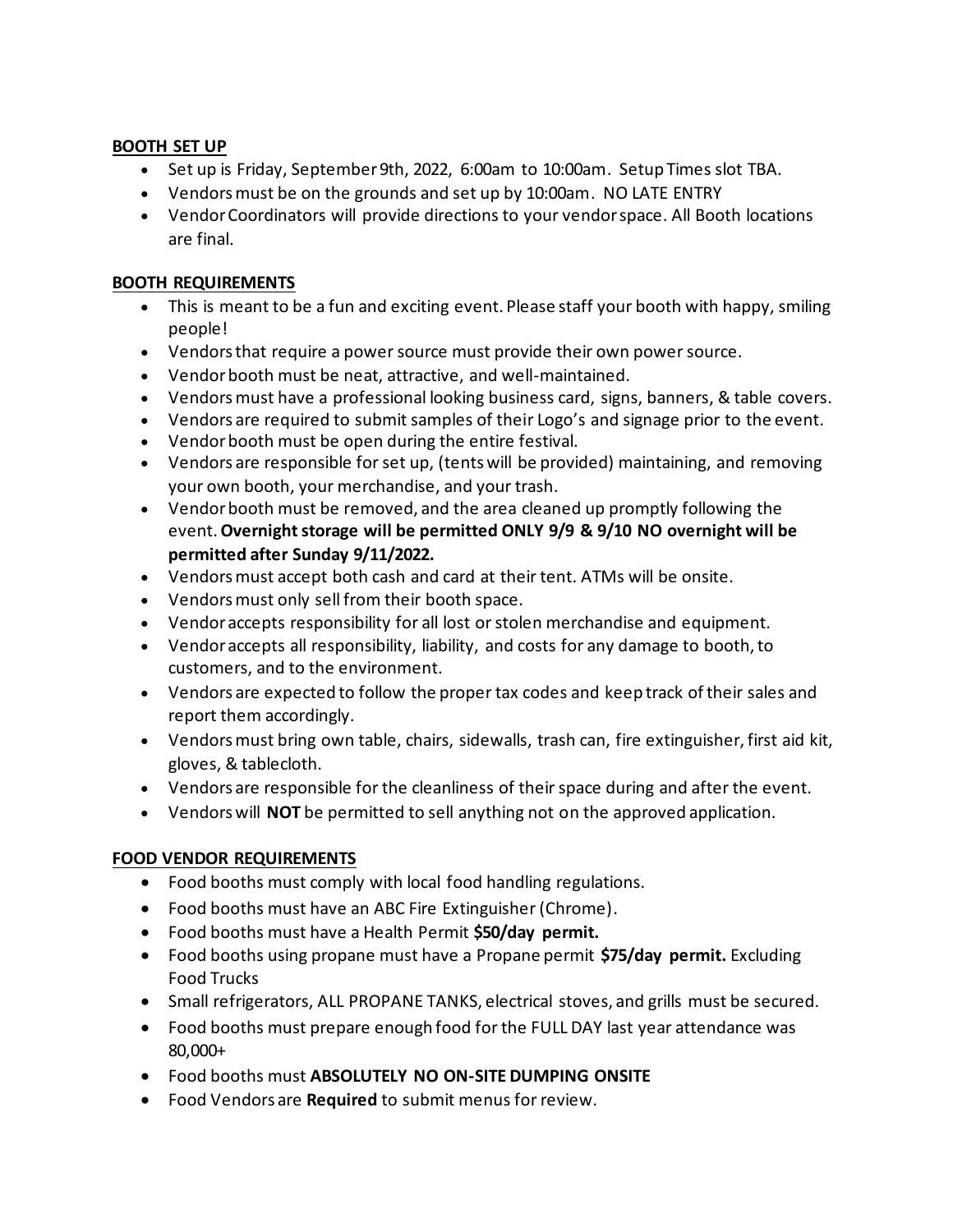**BOOTH SET UP**

- Set up is Friday, September 9th, 2022, 6:00am to 10:00am. Setup Times slot TBA.
- Vendors must be on the grounds and set up by 10:00am. NO LATE ENTRY
- Vendor Coordinators will provide directions to your vendor space. All Booth locations are final.

**BOOTH REQUIREMENTS**

- This is meant to be a fun and exciting event. Please staff your booth with happy, smiling people!
- Vendors that require a power source must provide their own power source.
- Vendor booth must be neat, attractive, and well-maintained.
- Vendors must have a professional looking business card, signs, banners, & table covers.
- Vendors are required to submit samples of their Logo's and signage prior to the event.
- Vendor booth must be open during the entire festival.
- Vendors are responsible for set up, (tents will be provided) maintaining, and removing your own booth, your merchandise, and your trash.
- Vendor booth must be removed, and the area cleaned up promptly following the event. **Overnight storage will be permitted ONLY 9/9 & 9/10 NO overnight will be permitted after Sunday 9/11/2022.**
- Vendors must accept both cash and card at their tent. ATMs will be onsite.
- Vendors must only sell from their booth space.
- Vendor accepts responsibility for all lost or stolen merchandise and equipment.
- Vendor accepts all responsibility, liability, and costs for any damage to booth, to customers, and to the environment.
- Vendors are expected to follow the proper tax codes and keep track of their sales and report them accordingly.
- Vendors must bring own table, chairs, sidewalls, trash can, fire extinguisher, first aid kit, gloves, & tablecloth.
- Vendors are responsible for the cleanliness of their space during and after the event.
- Vendors will **NOT** be permitted to sell anything not on the approved application.

**FOOD VENDOR REQUIREMENTS**

- Food booths must comply with local food handling regulations.
- Food booths must have an ABC Fire Extinguisher (Chrome).
- Food booths must have a Health Permit **$50/day permit.**
- Food booths using propane must have a Propane permit **$75/day permit.** Excluding Food Trucks
- Small refrigerators, ALL PROPANE TANKS, electrical stoves, and grills must be secured.
- Food booths must prepare enough food for the FULL DAY last year attendance was 80,000+
- Food booths must **ABSOLUTELY NO ON-SITE DUMPING ONSITE**
- Food Vendors are **Required** to submit menus for review.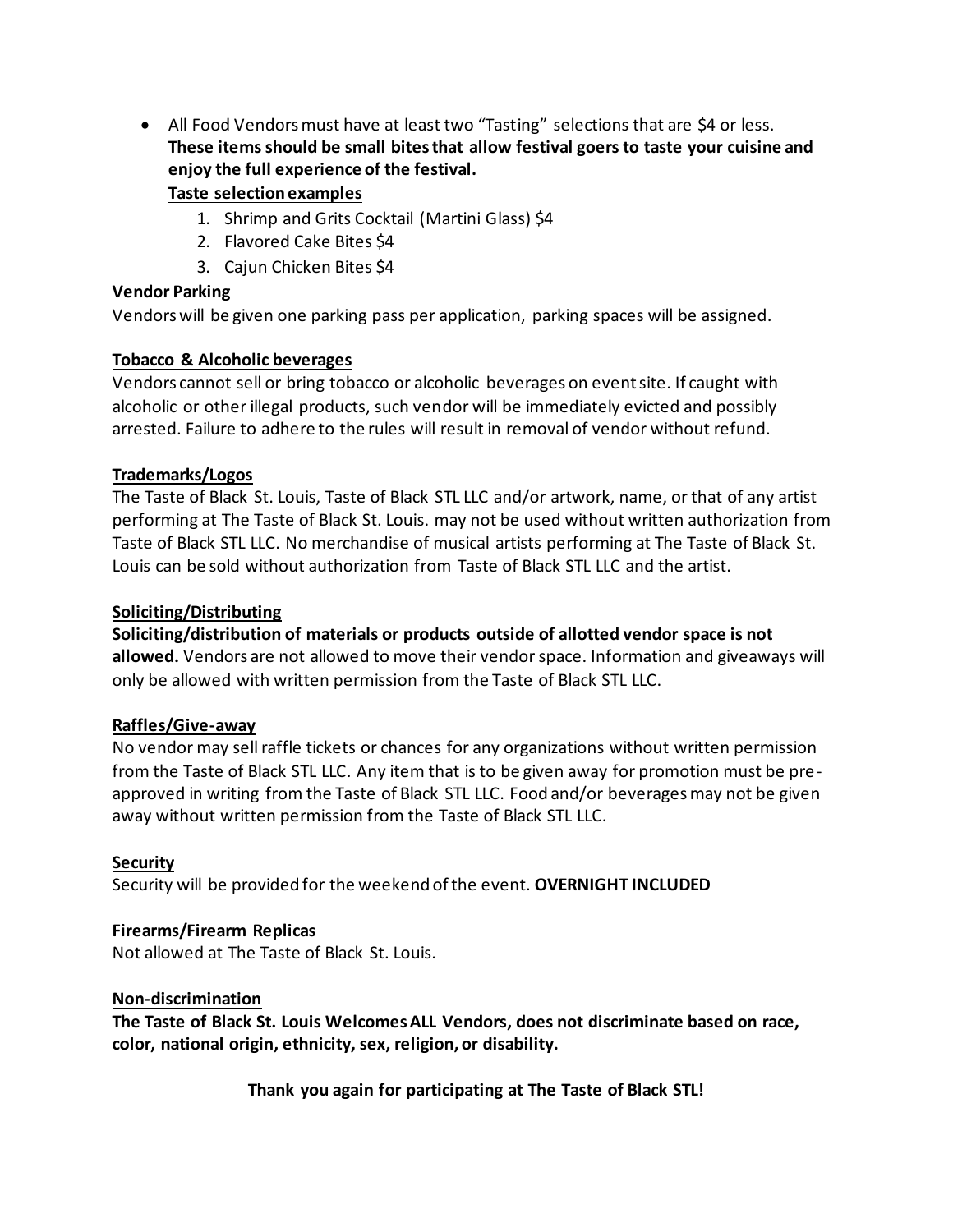- All Food Vendors must have at least two "Tasting" selections that are $4 or less. **These items should be small bites that allow festival goers to taste your cuisine and enjoy the full experience of the festival.**

  **Taste selection examples**

  1. Shrimp and Grits Cocktail (Martini Glass) $4
  2. Flavored Cake Bites $4
  3. Cajun Chicken Bites $4

**Vendor Parking**

Vendors will be given one parking pass per application, parking spaces will be assigned.

**Tobacco & Alcoholic beverages**

Vendors cannot sell or bring tobacco or alcoholic beverages on event site. If caught with alcoholic or other illegal products, such vendor will be immediately evicted and possibly arrested. Failure to adhere to the rules will result in removal of vendor without refund.

**Trademarks/Logos**

The Taste of Black St. Louis, Taste of Black STL LLC and/or artwork, name, or that of any artist performing at The Taste of Black St. Louis. may not be used without written authorization from Taste of Black STL LLC. No merchandise of musical artists performing at The Taste of Black St. Louis can be sold without authorization from Taste of Black STL LLC and the artist.

**Soliciting/Distributing**

**Soliciting/distribution of materials or products outside of allotted vendor space is not allowed.** Vendors are not allowed to move their vendor space. Information and giveaways will only be allowed with written permission from the Taste of Black STL LLC.

**Raffles/Give-away**

No vendor may sell raffle tickets or chances for any organizations without written permission from the Taste of Black STL LLC. Any item that is to be given away for promotion must be pre-approved in writing from the Taste of Black STL LLC. Food and/or beverages may not be given away without written permission from the Taste of Black STL LLC.

**Security**

Security will be provided for the weekend of the event. **OVERNIGHT INCLUDED**

**Firearms/Firearm Replicas**

Not allowed at The Taste of Black St. Louis.

**Non-discrimination**

**The Taste of Black St. Louis Welcomes ALL Vendors, does not discriminate based on race, color, national origin, ethnicity, sex, religion, or disability.**

**Thank you again for participating at The Taste of Black STL!**